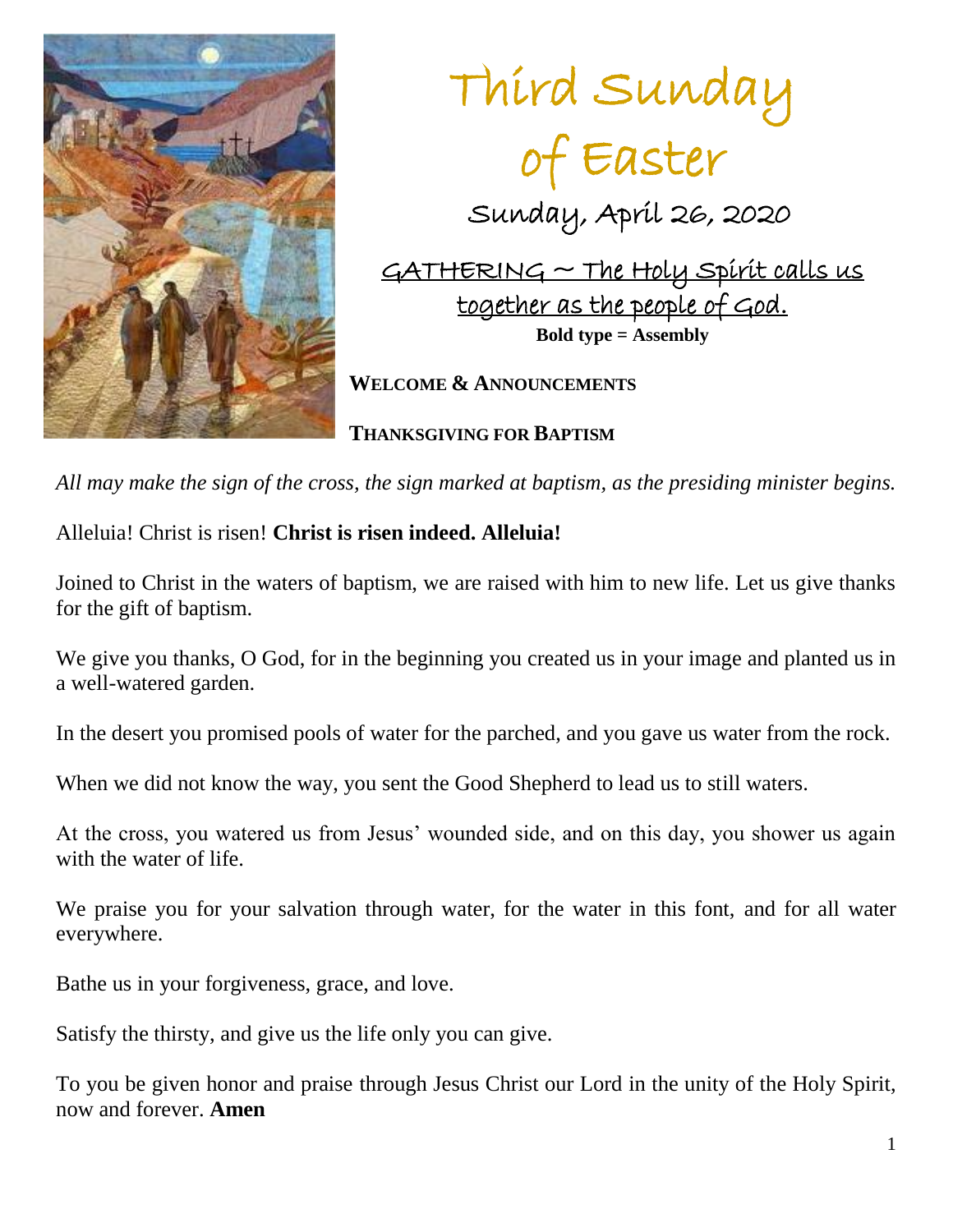# Third Sunday of Easter

## Sunday, April 26, 2020

## GATHERING ~ The Holy Spirit calls us together as the people of God.

**Bold type = Assembly**

**WELCOME & ANNOUNCEMENTS**

**THANKSGIVING FOR BAPTISM**

*All may make the sign of the cross, the sign marked at baptism, as the presiding minister begins.*

Alleluia! Christ is risen! **Christ is risen indeed. Alleluia!**

Joined to Christ in the waters of baptism, we are raised with him to new life. Let us give thanks for the gift of baptism.

We give you thanks, O God, for in the beginning you created us in your image and planted us in a well-watered garden.

In the desert you promised pools of water for the parched, and you gave us water from the rock.

When we did not know the way, you sent the Good Shepherd to lead us to still waters.

At the cross, you watered us from Jesus' wounded side, and on this day, you shower us again with the water of life.

We praise you for your salvation through water, for the water in this font, and for all water everywhere.

Bathe us in your forgiveness, grace, and love.

Satisfy the thirsty, and give us the life only you can give.

To you be given honor and praise through Jesus Christ our Lord in the unity of the Holy Spirit, now and forever. **Amen**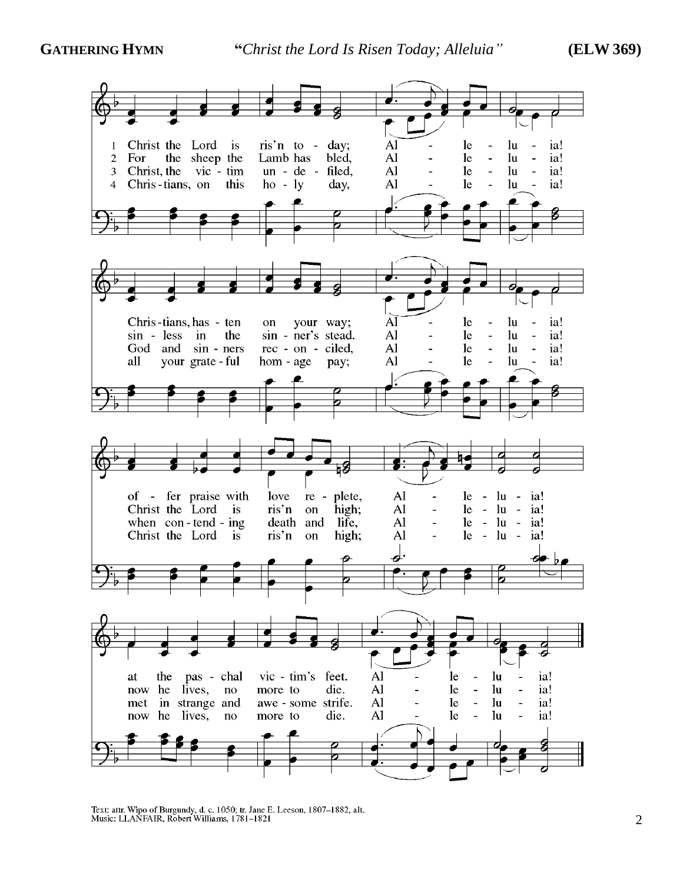**GATHERING HYMN** *"Christ the Lord Is Risen Today; Alleluia"* **(ELW 369)**

1 Christ the Lord is ris'n to - day; Al - le - lu - ia!
Chris - tians, has - ten on your way; Al - le - lu - ia!
of - fer praise with love re - plete, Al - le - lu - ia!
at the pas - chal vic - tim's feet. Al - le - lu - ia!

2 For the sheep the Lamb has bled, Al - le - lu - ia!
sin - less in the sin - ner's stead. Al - le - lu - ia!
Christ the Lord is ris'n on high; Al - le - lu - ia!
now he lives, no more to die. Al - le - lu - ia!

3 Christ, the vic - tim un - de - filed, Al - le - lu - ia!
God and sin - ners rec - on - ciled, Al - le - lu - ia!
when con - tend - ing death and life, Al - le - lu - ia!
met in strange and awe - some strife. Al - le - lu - ia!

4 Chris - tians, on this ho - ly day, Al - le - lu - ia!
all your grate - ful hom - age pay; Al - le - lu - ia!
Christ the Lord is ris'n on high; Al - le - lu - ia!
now he lives, no more to die. Al - le - lu - ia!

Text: attr. Wipo of Burgundy, d. c. 1050; tr. Jane E. Leeson, 1807–1882, alt.
Music: LLANFAIR, Robert Williams, 1781–1821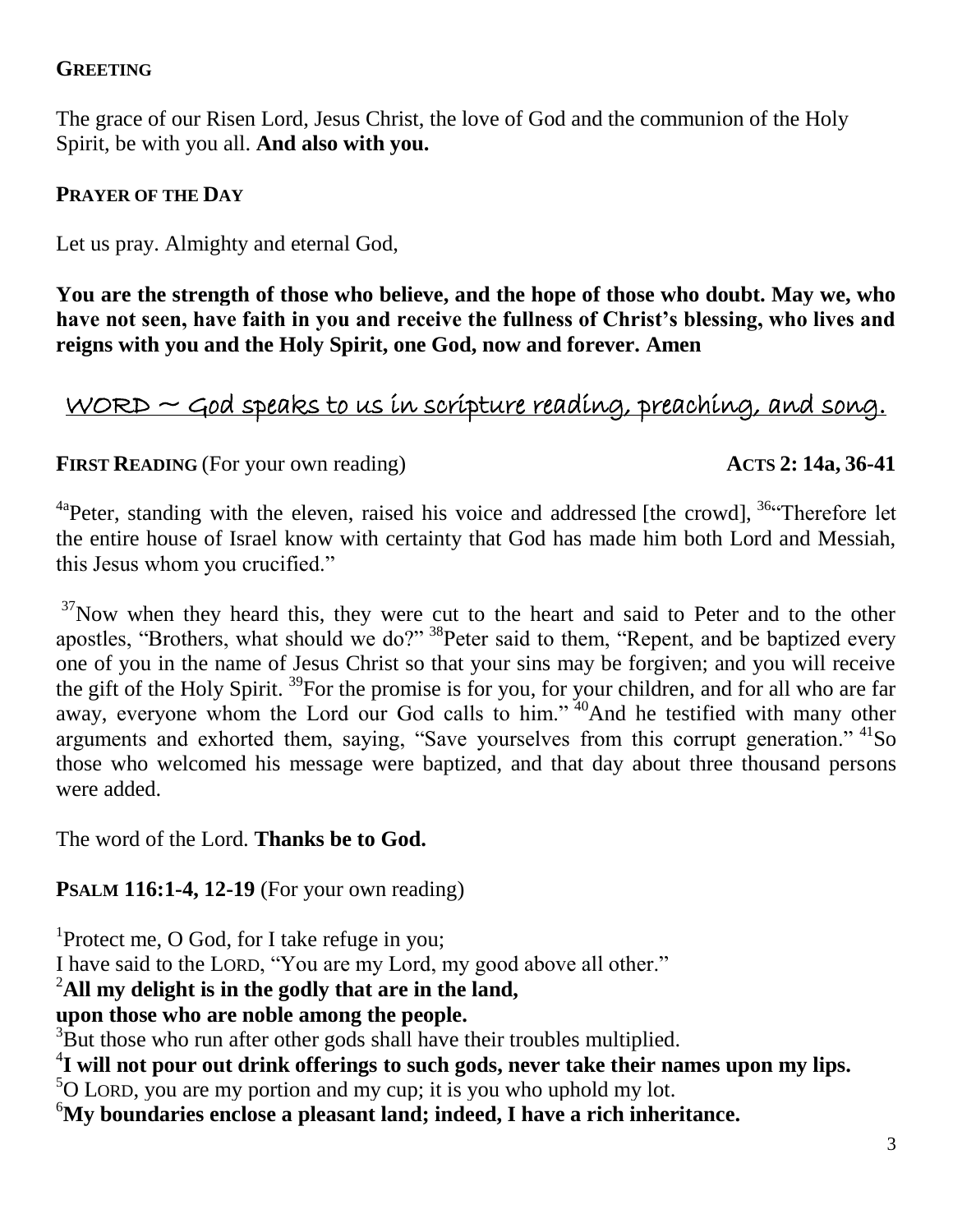**GREETING**

The grace of our Risen Lord, Jesus Christ, the love of God and the communion of the Holy Spirit, be with you all. **And also with you.**

**PRAYER OF THE DAY**

Let us pray. Almighty and eternal God,

**You are the strength of those who believe, and the hope of those who doubt. May we, who have not seen, have faith in you and receive the fullness of Christ's blessing, who lives and reigns with you and the Holy Spirit, one God, now and forever. Amen**

## WORD ~ God speaks to us in scripture reading, preaching, and song.

**FIRST READING** (For your own reading) **ACTS 2: 14a, 36-41**

[4a]Peter, standing with the eleven, raised his voice and addressed [the crowd], [36]"Therefore let the entire house of Israel know with certainty that God has made him both Lord and Messiah, this Jesus whom you crucified."

[37]Now when they heard this, they were cut to the heart and said to Peter and to the other apostles, "Brothers, what should we do?" [38]Peter said to them, "Repent, and be baptized every one of you in the name of Jesus Christ so that your sins may be forgiven; and you will receive the gift of the Holy Spirit. [39]For the promise is for you, for your children, and for all who are far away, everyone whom the Lord our God calls to him." [40]And he testified with many other arguments and exhorted them, saying, "Save yourselves from this corrupt generation." [41]So those who welcomed his message were baptized, and that day about three thousand persons were added.

The word of the Lord. **Thanks be to God.**

**PSALM 116:1-4, 12-19** (For your own reading)

[1]Protect me, O God, for I take refuge in you;
I have said to the LORD, "You are my Lord, my good above all other."
[2]**All my delight is in the godly that are in the land,**
**upon those who are noble among the people.**
[3]But those who run after other gods shall have their troubles multiplied.
[4]**I will not pour out drink offerings to such gods, never take their names upon my lips.**
[5]O LORD, you are my portion and my cup; it is you who uphold my lot.
[6]**My boundaries enclose a pleasant land; indeed, I have a rich inheritance.**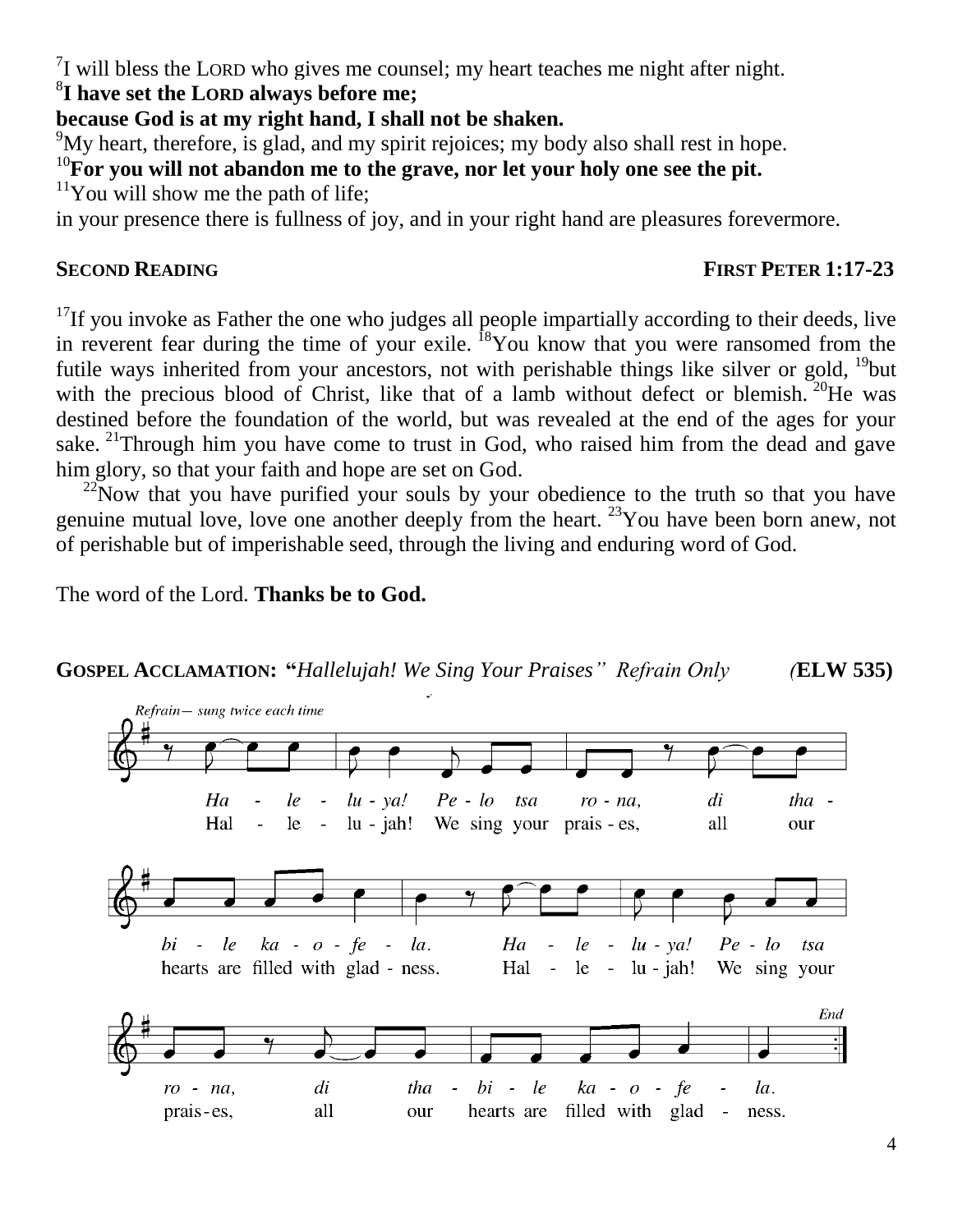[7]I will bless the LORD who gives me counsel; my heart teaches me night after night.
[8]**I have set the LORD always before me;**
**because God is at my right hand, I shall not be shaken.**
[9]My heart, therefore, is glad, and my spirit rejoices; my body also shall rest in hope.
[10]**For you will not abandon me to the grave, nor let your holy one see the pit.**
[11]You will show me the path of life;
in your presence there is fullness of joy, and in your right hand are pleasures forevermore.

**SECOND READING** **FIRST PETER 1:17-23**

[17]If you invoke as Father the one who judges all people impartially according to their deeds, live in reverent fear during the time of your exile. [18]You know that you were ransomed from the futile ways inherited from your ancestors, not with perishable things like silver or gold, [19]but with the precious blood of Christ, like that of a lamb without defect or blemish. [20]He was destined before the foundation of the world, but was revealed at the end of the ages for your sake. [21]Through him you have come to trust in God, who raised him from the dead and gave him glory, so that your faith and hope are set on God.

[22]Now that you have purified your souls by your obedience to the truth so that you have genuine mutual love, love one another deeply from the heart. [23]You have been born anew, not of perishable but of imperishable seed, through the living and enduring word of God.

The word of the Lord. **Thanks be to God.**

**GOSPEL ACCLAMATION: "***Hallelujah! We Sing Your Praises" Refrain Only* **(ELW 535)**

*Refrain— sung twice each time*

*Ha - le - lu - ya! Pe - lo tsa ro - na, di tha - bi - le ka - o - fe - la. Ha - le - lu - ya! Pe - lo tsa ro - na, di tha - bi - le ka - o - fe - la.*

Hal - le - lu - jah! We sing your prais - es, all our hearts are filled with glad - ness. Hal - le - lu - jah! We sing your prais - es, all our hearts are filled with glad - ness.

*End*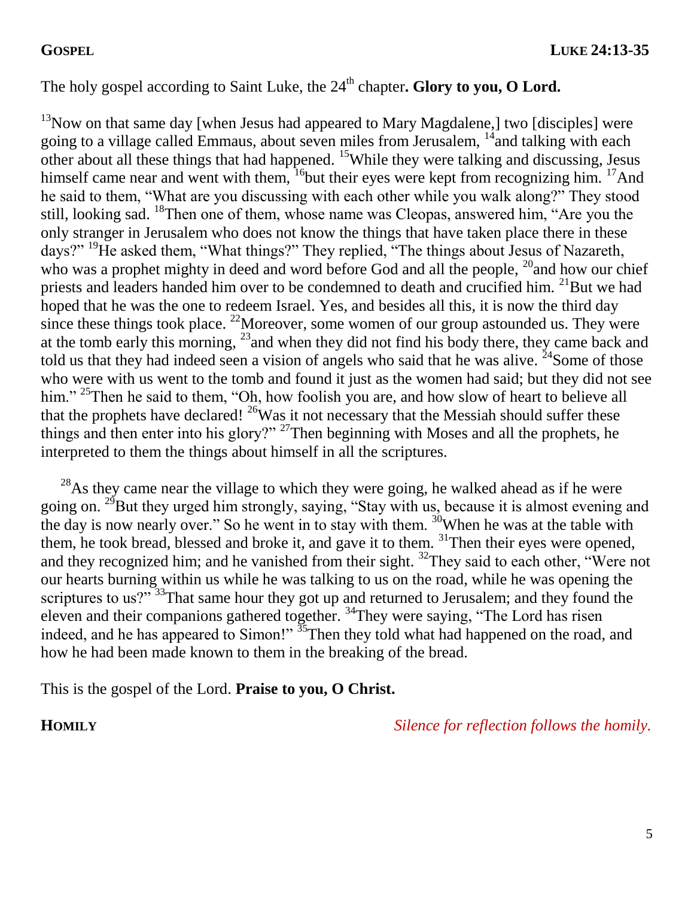**GOSPEL** **LUKE 24:13-35**

The holy gospel according to Saint Luke, the 24th chapter**. Glory to you, O Lord.**

[13]Now on that same day [when Jesus had appeared to Mary Magdalene,] two [disciples] were going to a village called Emmaus, about seven miles from Jerusalem, [14]and talking with each other about all these things that had happened. [15]While they were talking and discussing, Jesus himself came near and went with them, [16]but their eyes were kept from recognizing him. [17]And he said to them, "What are you discussing with each other while you walk along?" They stood still, looking sad. [18]Then one of them, whose name was Cleopas, answered him, "Are you the only stranger in Jerusalem who does not know the things that have taken place there in these days?" [19]He asked them, "What things?" They replied, "The things about Jesus of Nazareth, who was a prophet mighty in deed and word before God and all the people, [20]and how our chief priests and leaders handed him over to be condemned to death and crucified him. [21]But we had hoped that he was the one to redeem Israel. Yes, and besides all this, it is now the third day since these things took place. [22]Moreover, some women of our group astounded us. They were at the tomb early this morning, [23]and when they did not find his body there, they came back and told us that they had indeed seen a vision of angels who said that he was alive. [24]Some of those who were with us went to the tomb and found it just as the women had said; but they did not see him." [25]Then he said to them, "Oh, how foolish you are, and how slow of heart to believe all that the prophets have declared! [26]Was it not necessary that the Messiah should suffer these things and then enter into his glory?" [27]Then beginning with Moses and all the prophets, he interpreted to them the things about himself in all the scriptures.

[28]As they came near the village to which they were going, he walked ahead as if he were going on. [29]But they urged him strongly, saying, "Stay with us, because it is almost evening and the day is now nearly over." So he went in to stay with them. [30]When he was at the table with them, he took bread, blessed and broke it, and gave it to them. [31]Then their eyes were opened, and they recognized him; and he vanished from their sight. [32]They said to each other, "Were not our hearts burning within us while he was talking to us on the road, while he was opening the scriptures to us?" [33]That same hour they got up and returned to Jerusalem; and they found the eleven and their companions gathered together. [34]They were saying, "The Lord has risen indeed, and he has appeared to Simon!" [35]Then they told what had happened on the road, and how he had been made known to them in the breaking of the bread.

This is the gospel of the Lord. **Praise to you, O Christ.**

**HOMILY** *Silence for reflection follows the homily.*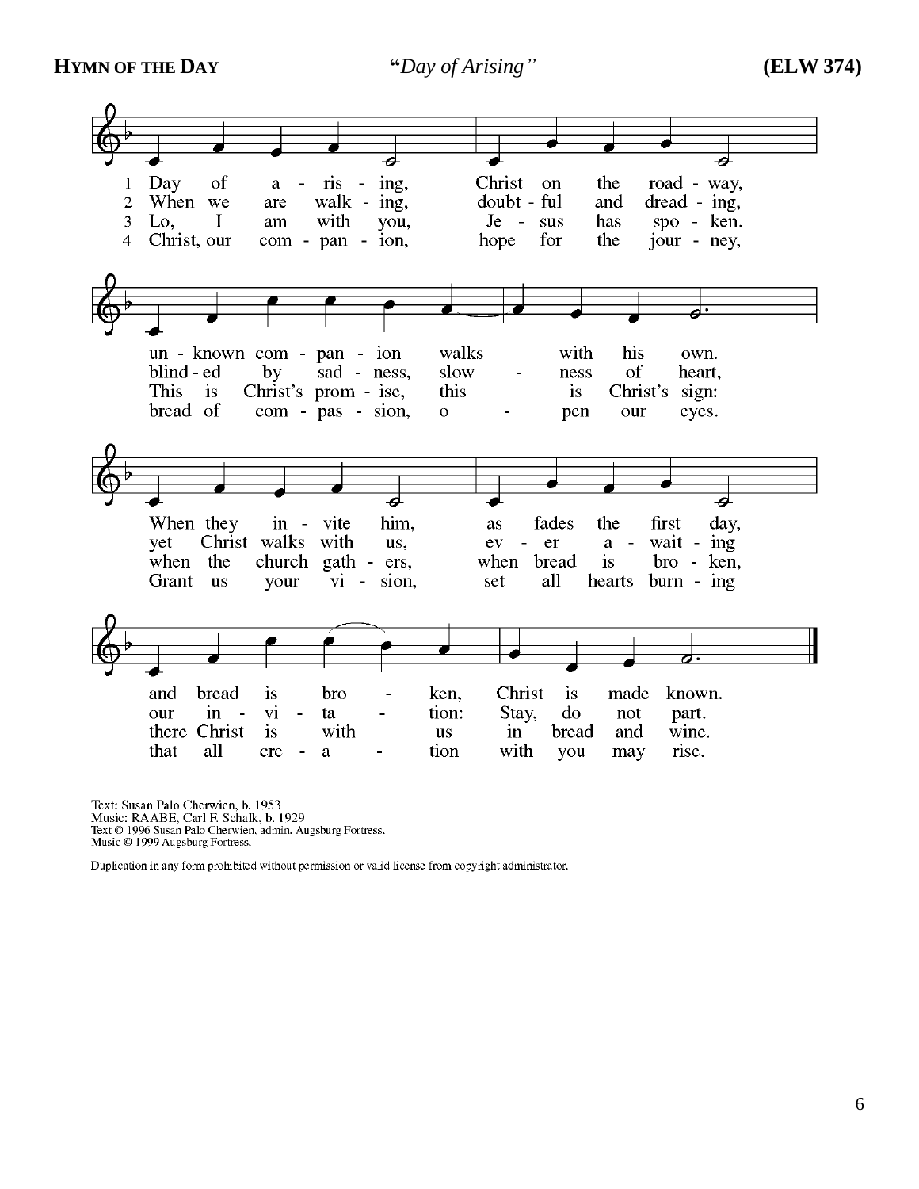**HYMN OF THE DAY** *"Day of Arising"* **(ELW 374)**

1 Day of arising, Christ on the roadway, unknown companion walks with his own. When they invite him, as fades the first day, and bread is broken, Christ is made known.

2 When we are walking, doubtful and dreading, blinded by sadness, slowness of heart, yet Christ walks with us, ever awaiting our invitation: Stay, do not part.

3 Lo, I am with you, Jesus has spoken. This is Christ's promise, this is Christ's sign: when the church gathers, when bread is broken, there Christ is with us in bread and wine.

4 Christ, our companion, hope for the journey, bread of compassion, open our eyes. Grant us your vision, set all hearts burning that all creation with you may rise.

Text: Susan Palo Cherwien, b. 1953
Music: RAABE, Carl F. Schalk, b. 1929
Text © 1996 Susan Palo Cherwien, admin. Augsburg Fortress.
Music © 1999 Augsburg Fortress.

Duplication in any form prohibited without permission or valid license from copyright administrator.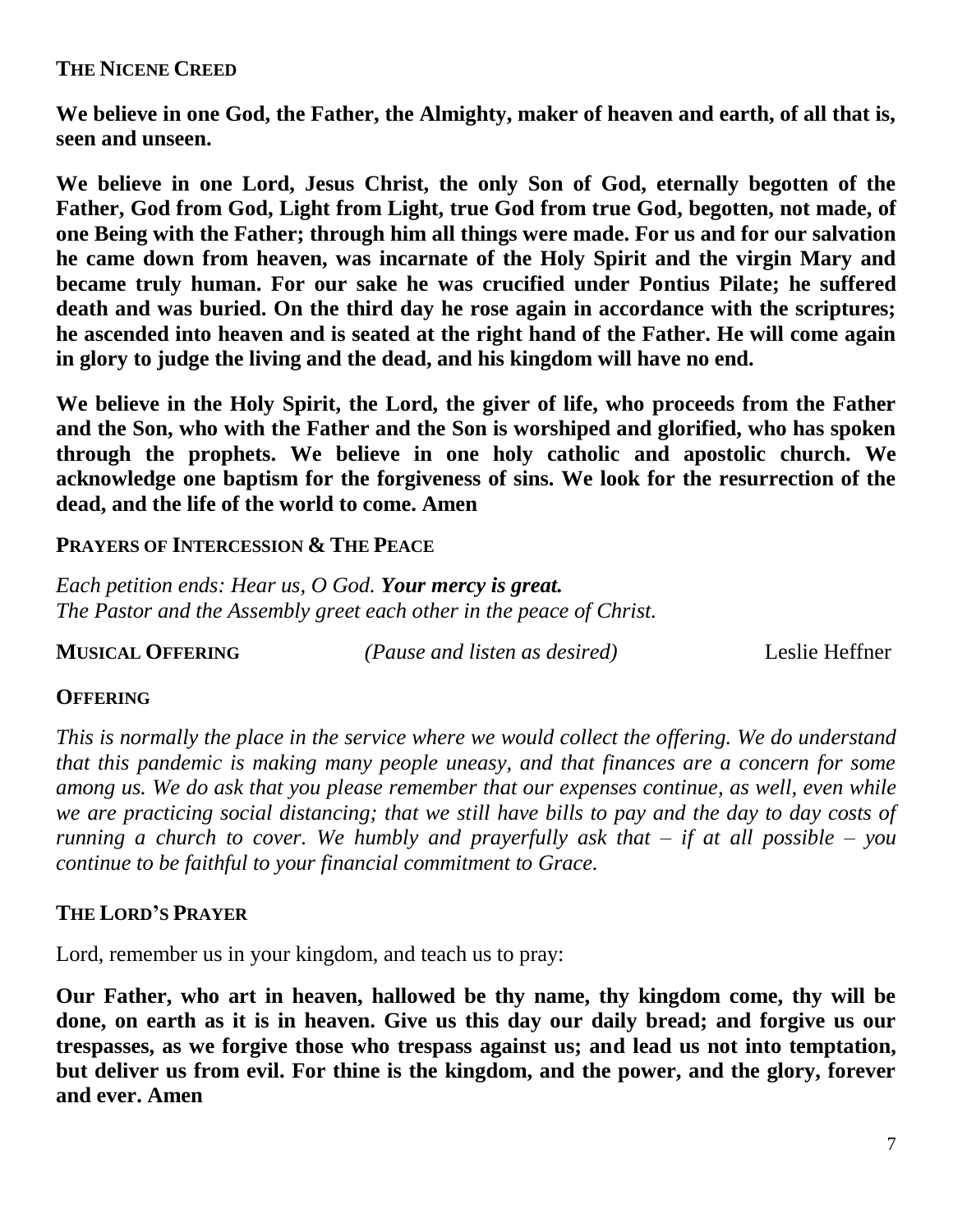## The Nicene Creed

**We believe in one God, the Father, the Almighty, maker of heaven and earth, of all that is, seen and unseen.**

**We believe in one Lord, Jesus Christ, the only Son of God, eternally begotten of the Father, God from God, Light from Light, true God from true God, begotten, not made, of one Being with the Father; through him all things were made. For us and for our salvation he came down from heaven, was incarnate of the Holy Spirit and the virgin Mary and became truly human. For our sake he was crucified under Pontius Pilate; he suffered death and was buried. On the third day he rose again in accordance with the scriptures; he ascended into heaven and is seated at the right hand of the Father. He will come again in glory to judge the living and the dead, and his kingdom will have no end.**

**We believe in the Holy Spirit, the Lord, the giver of life, who proceeds from the Father and the Son, who with the Father and the Son is worshiped and glorified, who has spoken through the prophets. We believe in one holy catholic and apostolic church. We acknowledge one baptism for the forgiveness of sins. We look for the resurrection of the dead, and the life of the world to come. Amen**

## Prayers of Intercession & The Peace

*Each petition ends: Hear us, O God.* ***Your mercy is great.***
*The Pastor and the Assembly greet each other in the peace of Christ.*

**Musical Offering** *(Pause and listen as desired)* Leslie Heffner

## Offering

*This is normally the place in the service where we would collect the offering. We do understand that this pandemic is making many people uneasy, and that finances are a concern for some among us. We do ask that you please remember that our expenses continue, as well, even while we are practicing social distancing; that we still have bills to pay and the day to day costs of running a church to cover. We humbly and prayerfully ask that – if at all possible – you continue to be faithful to your financial commitment to Grace.*

## The Lord's Prayer

Lord, remember us in your kingdom, and teach us to pray:

**Our Father, who art in heaven, hallowed be thy name, thy kingdom come, thy will be done, on earth as it is in heaven. Give us this day our daily bread; and forgive us our trespasses, as we forgive those who trespass against us; and lead us not into temptation, but deliver us from evil. For thine is the kingdom, and the power, and the glory, forever and ever. Amen**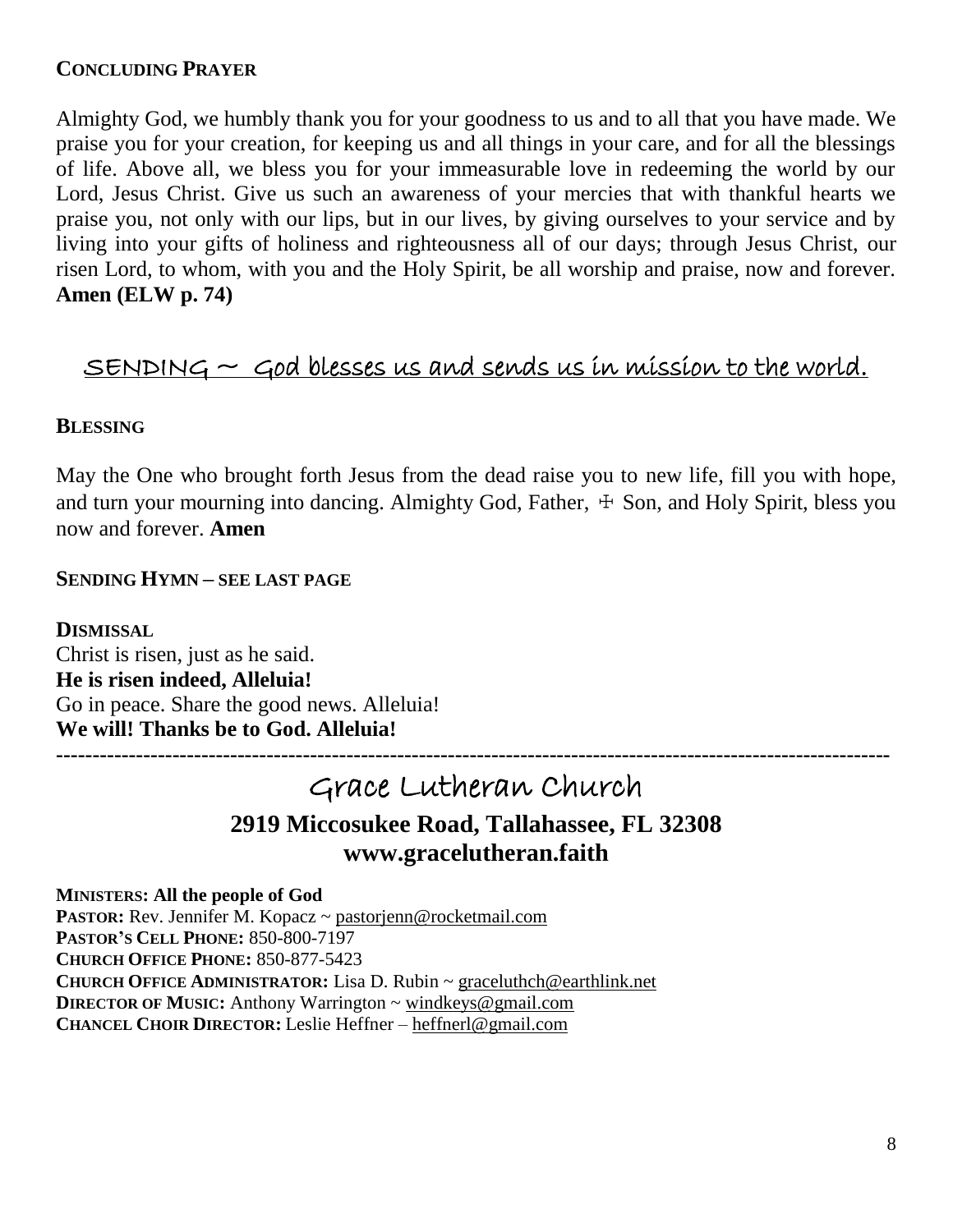### CONCLUDING PRAYER

Almighty God, we humbly thank you for your goodness to us and to all that you have made. We praise you for your creation, for keeping us and all things in your care, and for all the blessings of life. Above all, we bless you for your immeasurable love in redeeming the world by our Lord, Jesus Christ. Give us such an awareness of your mercies that with thankful hearts we praise you, not only with our lips, but in our lives, by giving ourselves to your service and by living into your gifts of holiness and righteousness all of our days; through Jesus Christ, our risen Lord, to whom, with you and the Holy Spirit, be all worship and praise, now and forever. **Amen (ELW p. 74)**

## SENDING ~ God blesses us and sends us in mission to the world.

### BLESSING

May the One who brought forth Jesus from the dead raise you to new life, fill you with hope, and turn your mourning into dancing. Almighty God, Father, ☩ Son, and Holy Spirit, bless you now and forever. **Amen**

### SENDING HYMN – SEE LAST PAGE

### DISMISSAL

Christ is risen, just as he said.
**He is risen indeed, Alleluia!**
Go in peace. Share the good news. Alleluia!
**We will! Thanks be to God. Alleluia!**

---

# Grace Lutheran Church

**2919 Miccosukee Road, Tallahassee, FL 32308**
**www.gracelutheran.faith**

**MINISTERS: All the people of God**
**PASTOR:** Rev. Jennifer M. Kopacz ~ pastorjenn@rocketmail.com
**PASTOR'S CELL PHONE:** 850-800-7197
**CHURCH OFFICE PHONE:** 850-877-5423
**CHURCH OFFICE ADMINISTRATOR:** Lisa D. Rubin ~ graceluthch@earthlink.net
**DIRECTOR OF MUSIC:** Anthony Warrington ~ windkeys@gmail.com
**CHANCEL CHOIR DIRECTOR:** Leslie Heffner – heffnerl@gmail.com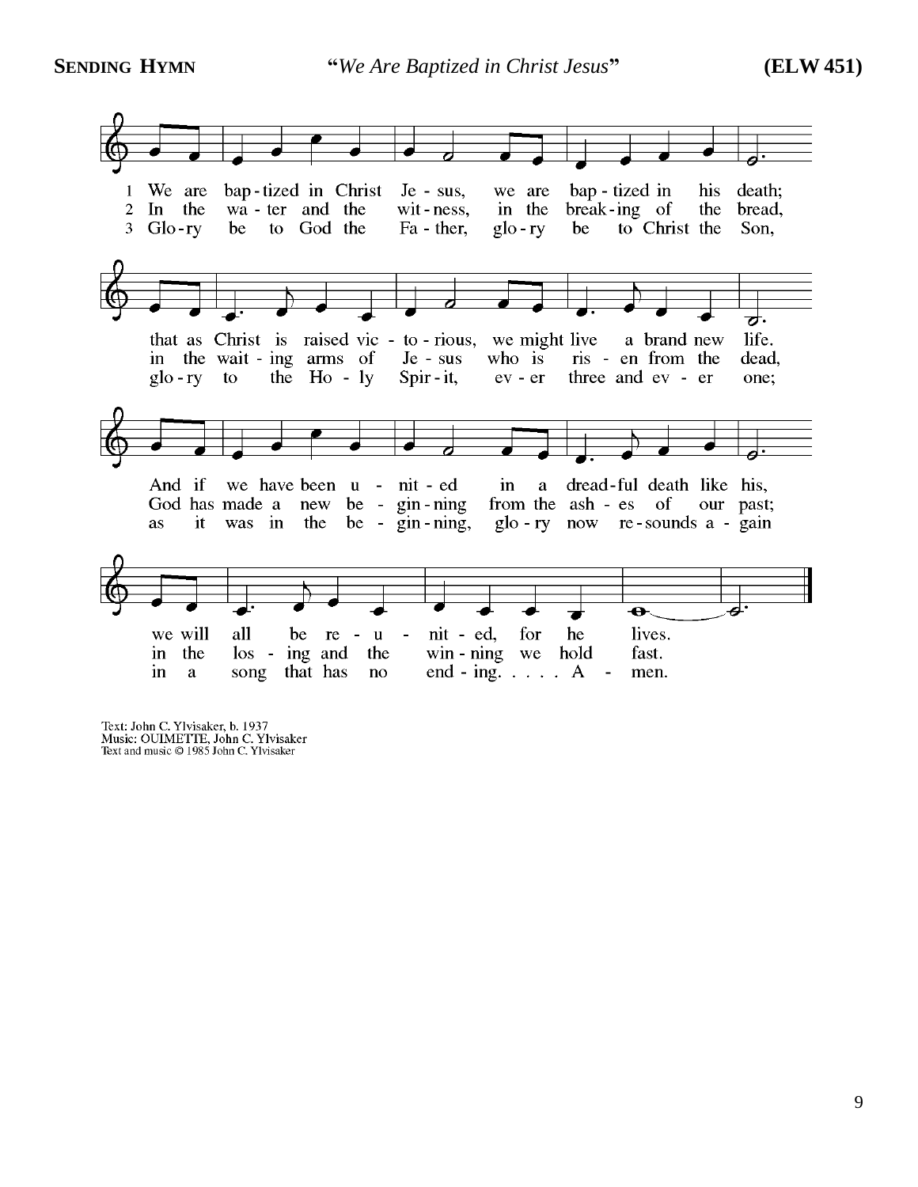**SENDING HYMN** "*We Are Baptized in Christ Jesus*" **(ELW 451)**

1 We are bap-tized in Christ Je-sus, we are bap-tized in his death;
that as Christ is raised vic-to-rious, we might live a brand new life.
And if we have been u-nit-ed in a dread-ful death like his,
we will all be re-u-nit-ed, for he lives.

2 In the wa-ter and the wit-ness, in the break-ing of the bread,
in the wait-ing arms of Je-sus who is ris-en from the dead,
God has made a new be-gin-ning from the ash-es of our past;
in the los-ing and the win-ning we hold fast.

3 Glo-ry be to God the Fa-ther, glo-ry be to Christ the Son,
glo-ry to the Ho-ly Spir-it, ev-er three and ev-er one;
as it was in the be-gin-ning, glo-ry now re-sounds a-gain
in a song that has no end-ing. . . . . A-men.

Text: John C. Ylvisaker, b. 1937
Music: OUIMETTE, John C. Ylvisaker
Text and music © 1985 John C. Ylvisaker